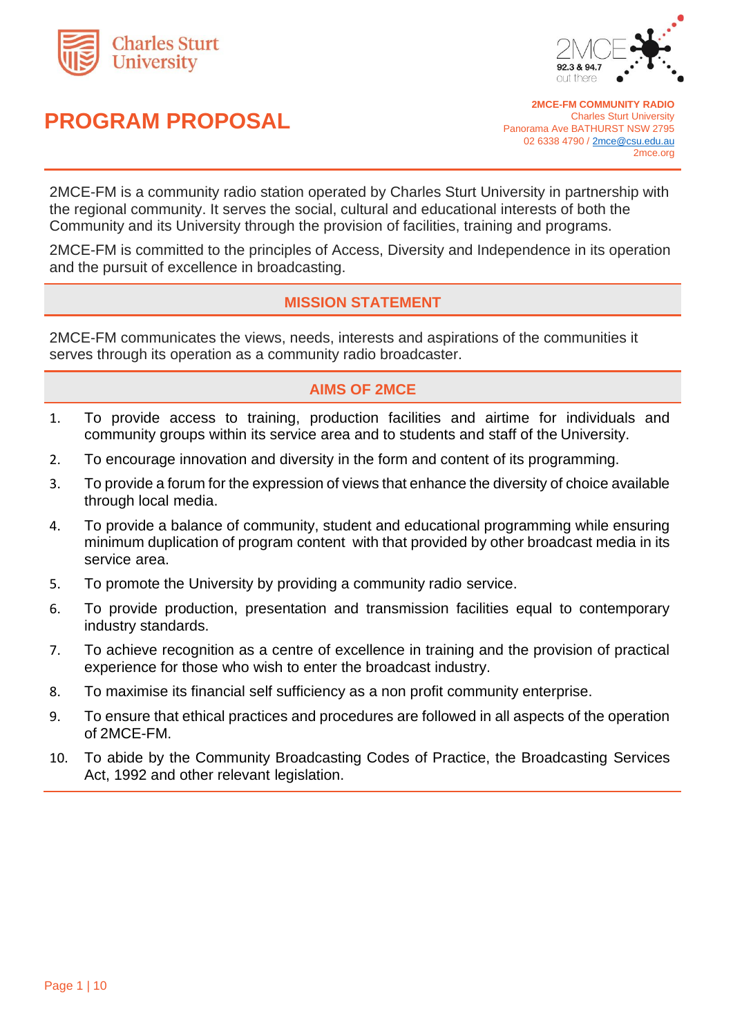# PROGRAM PROPOSAL

**2MCE-FM COMMUNITY RADIO**
Charles Sturt University
Panorama Ave BATHURST NSW 2795
02 6338 4790 / 2mce@csu.edu.au
2mce.org

2MCE-FM is a community radio station operated by Charles Sturt University in partnership with the regional community. It serves the social, cultural and educational interests of both the Community and its University through the provision of facilities, training and programs.

2MCE-FM is committed to the principles of Access, Diversity and Independence in its operation and the pursuit of excellence in broadcasting.

## MISSION STATEMENT

2MCE-FM communicates the views, needs, interests and aspirations of the communities it serves through its operation as a community radio broadcaster.

## AIMS OF 2MCE

1. To provide access to training, production facilities and airtime for individuals and community groups within its service area and to students and staff of the University.
2. To encourage innovation and diversity in the form and content of its programming.
3. To provide a forum for the expression of views that enhance the diversity of choice available through local media.
4. To provide a balance of community, student and educational programming while ensuring minimum duplication of program content with that provided by other broadcast media in its service area.
5. To promote the University by providing a community radio service.
6. To provide production, presentation and transmission facilities equal to contemporary industry standards.
7. To achieve recognition as a centre of excellence in training and the provision of practical experience for those who wish to enter the broadcast industry.
8. To maximise its financial self sufficiency as a non profit community enterprise.
9. To ensure that ethical practices and procedures are followed in all aspects of the operation of 2MCE-FM.
10. To abide by the Community Broadcasting Codes of Practice, the Broadcasting Services Act, 1992 and other relevant legislation.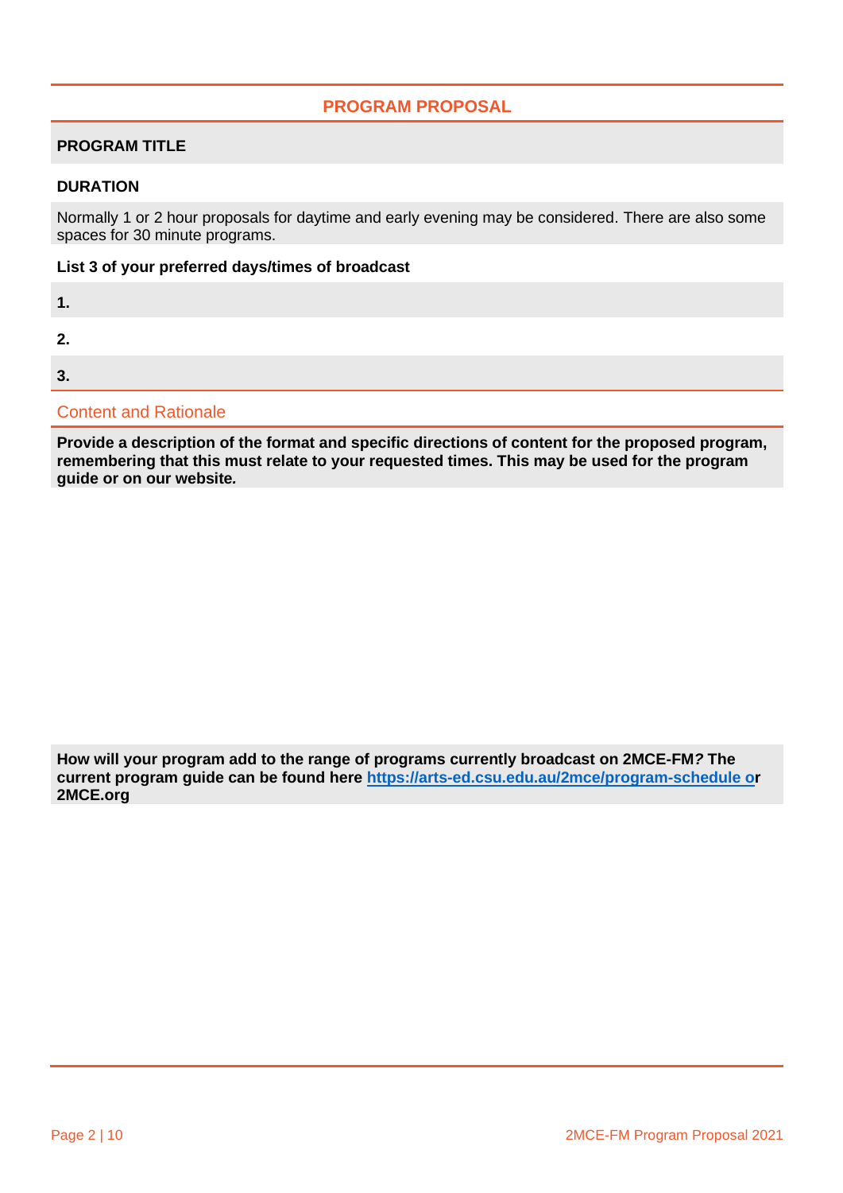## PROGRAM PROPOSAL

**PROGRAM TITLE**

**DURATION**

Normally 1 or 2 hour proposals for daytime and early evening may be considered. There are also some spaces for 30 minute programs.

**List 3 of your preferred days/times of broadcast**

**1.**

**2.**

**3.**

### Content and Rationale

**Provide a description of the format and specific directions of content for the proposed program, remembering that this must relate to your requested times. This may be used for the program guide or on our website.**

**How will your program add to the range of programs currently broadcast on 2MCE-FM? The current program guide can be found here [https://arts-ed.csu.edu.au/2mce/program-schedule](https://arts-ed.csu.edu.au/2mce/program-schedule) or 2MCE.org**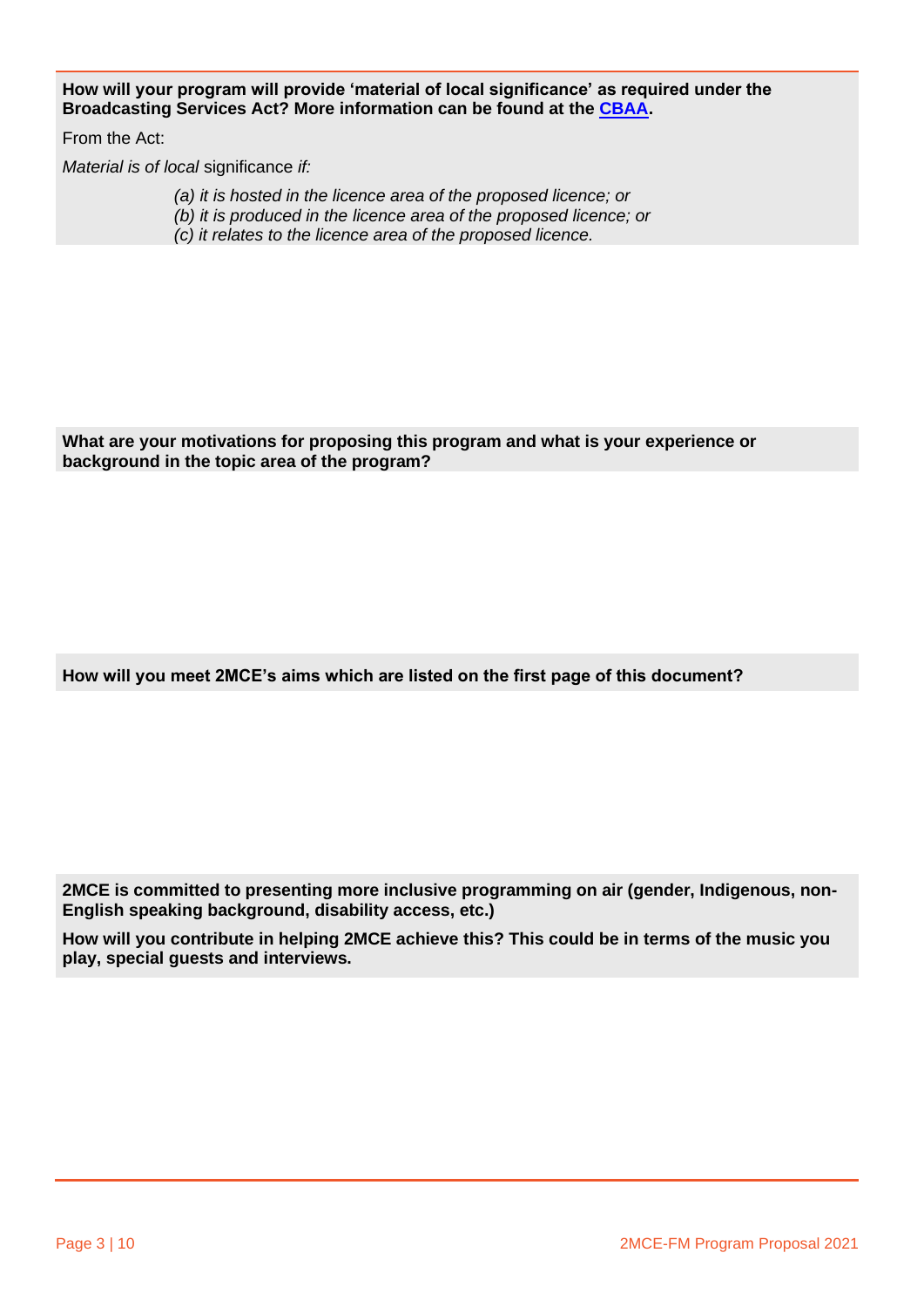**How will your program will provide 'material of local significance' as required under the Broadcasting Services Act? More information can be found at the [CBAA](#).**

From the Act:

*Material is of local* significance *if:*

> *(a) it is hosted in the licence area of the proposed licence; or*
> *(b) it is produced in the licence area of the proposed licence; or*
> *(c) it relates to the licence area of the proposed licence.*

**What are your motivations for proposing this program and what is your experience or background in the topic area of the program?**

**How will you meet 2MCE's aims which are listed on the first page of this document?**

**2MCE is committed to presenting more inclusive programming on air (gender, Indigenous, non-English speaking background, disability access, etc.)**

**How will you contribute in helping 2MCE achieve this? This could be in terms of the music you play, special guests and interviews.**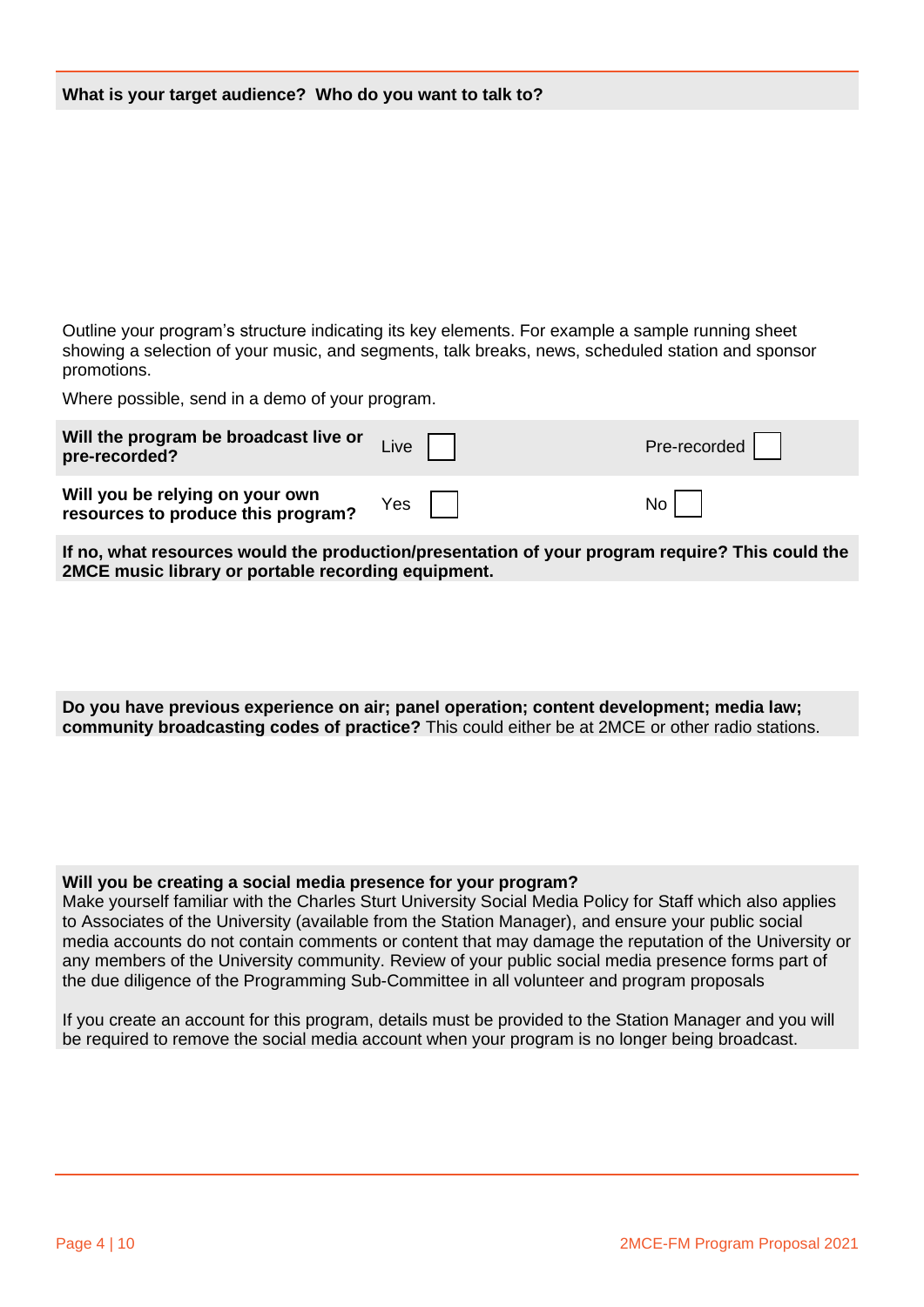**What is your target audience? Who do you want to talk to?**

Outline your program's structure indicating its key elements. For example a sample running sheet showing a selection of your music, and segments, talk breaks, news, scheduled station and sponsor promotions.

Where possible, send in a demo of your program.

| | | |
|---|---|---|
| **Will the program be broadcast live or pre-recorded?** | Live ☐ | Pre-recorded ☐ |
| **Will you be relying on your own resources to produce this program?** | Yes ☐ | No ☐ |

**If no, what resources would the production/presentation of your program require? This could the 2MCE music library or portable recording equipment.**

**Do you have previous experience on air; panel operation; content development; media law; community broadcasting codes of practice?** This could either be at 2MCE or other radio stations.

**Will you be creating a social media presence for your program?**
Make yourself familiar with the Charles Sturt University Social Media Policy for Staff which also applies to Associates of the University (available from the Station Manager), and ensure your public social media accounts do not contain comments or content that may damage the reputation of the University or any members of the University community. Review of your public social media presence forms part of the due diligence of the Programming Sub-Committee in all volunteer and program proposals

If you create an account for this program, details must be provided to the Station Manager and you will be required to remove the social media account when your program is no longer being broadcast.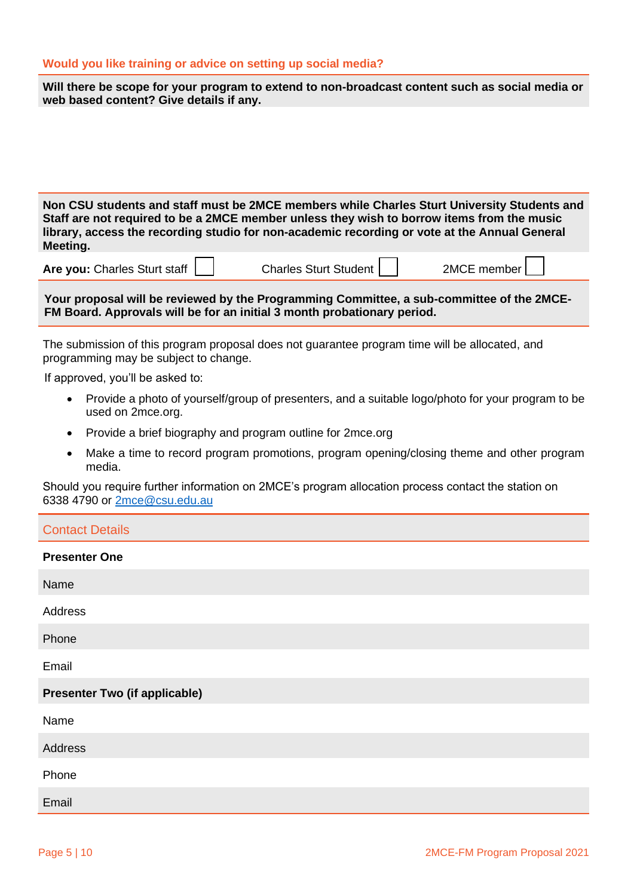**Would you like training or advice on setting up social media?**

**Will there be scope for your program to extend to non-broadcast content such as social media or web based content? Give details if any.**

**Non CSU students and staff must be 2MCE members while Charles Sturt University Students and Staff are not required to be a 2MCE member unless they wish to borrow items from the music library, access the recording studio for non-academic recording or vote at the Annual General Meeting.**

**Are you:** Charles Sturt staff ☐ Charles Sturt Student ☐ 2MCE member ☐

**Your proposal will be reviewed by the Programming Committee, a sub-committee of the 2MCE-FM Board. Approvals will be for an initial 3 month probationary period.**

The submission of this program proposal does not guarantee program time will be allocated, and programming may be subject to change.

If approved, you'll be asked to:

- Provide a photo of yourself/group of presenters, and a suitable logo/photo for your program to be used on 2mce.org.
- Provide a brief biography and program outline for 2mce.org
- Make a time to record program promotions, program opening/closing theme and other program media.

Should you require further information on 2MCE's program allocation process contact the station on 6338 4790 or 2mce@csu.edu.au

## Contact Details

**Presenter One**

Name

Address

Phone

Email

**Presenter Two (if applicable)**

Name

Address

Phone

Email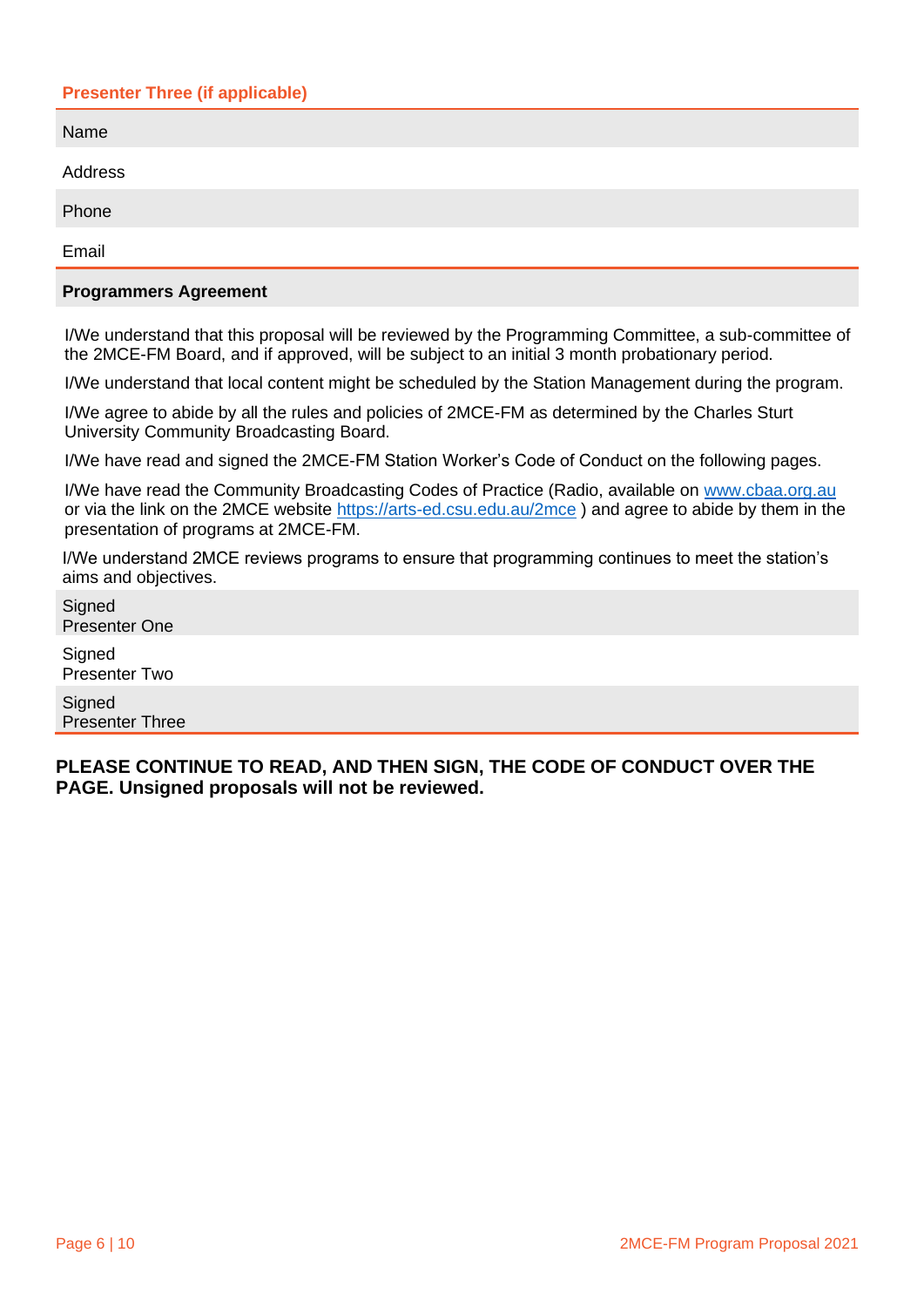### Presenter Three (if applicable)

| Presenter Three (if applicable) | |
|---|---|
| Name | |
| Address | |
| Phone | |
| Email | |

### Programmers Agreement

I/We understand that this proposal will be reviewed by the Programming Committee, a sub-committee of the 2MCE-FM Board, and if approved, will be subject to an initial 3 month probationary period.

I/We understand that local content might be scheduled by the Station Management during the program.

I/We agree to abide by all the rules and policies of 2MCE-FM as determined by the Charles Sturt University Community Broadcasting Board.

I/We have read and signed the 2MCE-FM Station Worker's Code of Conduct on the following pages.

I/We have read the Community Broadcasting Codes of Practice (Radio, available on [www.cbaa.org.au](http://www.cbaa.org.au) or via the link on the 2MCE website [https://arts-ed.csu.edu.au/2mce](https://arts-ed.csu.edu.au/2mce) ) and agree to abide by them in the presentation of programs at 2MCE-FM.

I/We understand 2MCE reviews programs to ensure that programming continues to meet the station's aims and objectives.

| Signature | |
|---|---|
| Signed Presenter One | |
| Signed Presenter Two | |
| Signed Presenter Three | |

**PLEASE CONTINUE TO READ, AND THEN SIGN, THE CODE OF CONDUCT OVER THE PAGE. Unsigned proposals will not be reviewed.**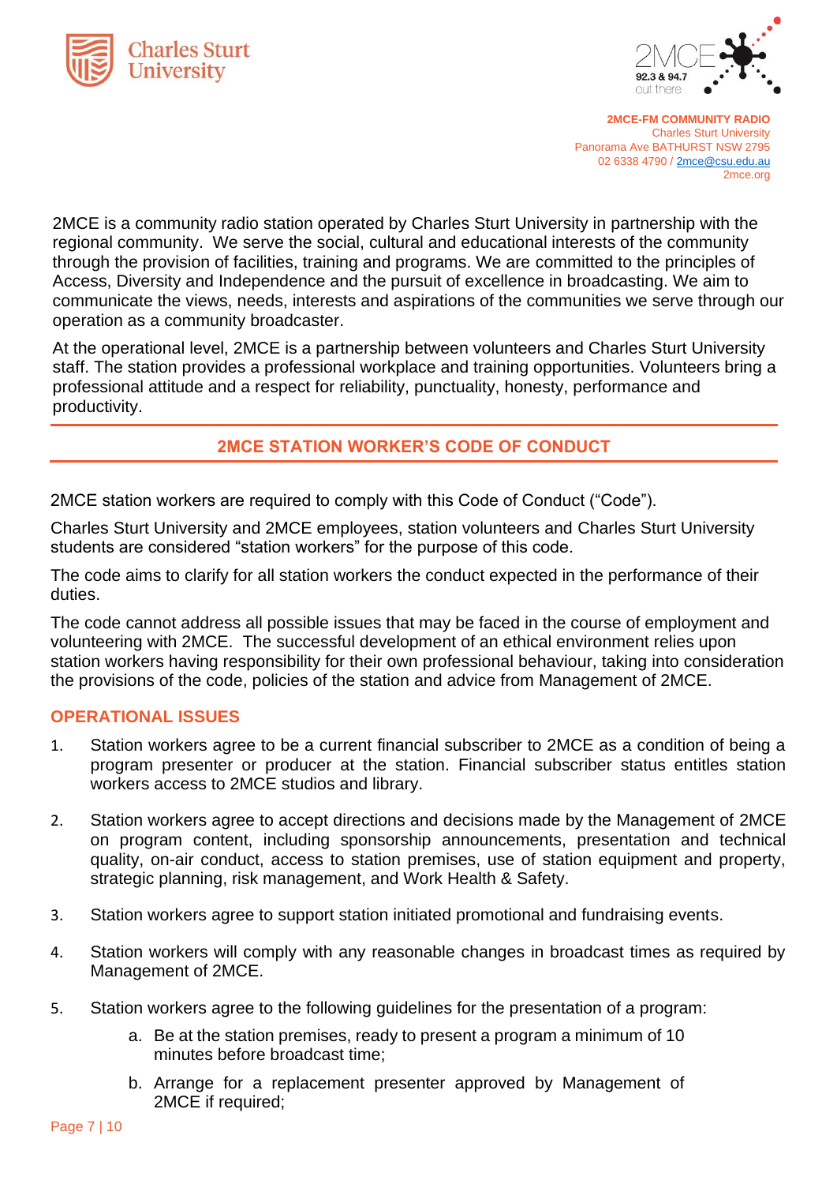**2MCE-FM COMMUNITY RADIO**
Charles Sturt University
Panorama Ave BATHURST NSW 2795
02 6338 4790 / 2mce@csu.edu.au
2mce.org

2MCE is a community radio station operated by Charles Sturt University in partnership with the regional community. We serve the social, cultural and educational interests of the community through the provision of facilities, training and programs. We are committed to the principles of Access, Diversity and Independence and the pursuit of excellence in broadcasting. We aim to communicate the views, needs, interests and aspirations of the communities we serve through our operation as a community broadcaster.

At the operational level, 2MCE is a partnership between volunteers and Charles Sturt University staff. The station provides a professional workplace and training opportunities. Volunteers bring a professional attitude and a respect for reliability, punctuality, honesty, performance and productivity.

## 2MCE STATION WORKER'S CODE OF CONDUCT

2MCE station workers are required to comply with this Code of Conduct ("Code").

Charles Sturt University and 2MCE employees, station volunteers and Charles Sturt University students are considered "station workers" for the purpose of this code.

The code aims to clarify for all station workers the conduct expected in the performance of their duties.

The code cannot address all possible issues that may be faced in the course of employment and volunteering with 2MCE. The successful development of an ethical environment relies upon station workers having responsibility for their own professional behaviour, taking into consideration the provisions of the code, policies of the station and advice from Management of 2MCE.

### OPERATIONAL ISSUES

1. Station workers agree to be a current financial subscriber to 2MCE as a condition of being a program presenter or producer at the station. Financial subscriber status entitles station workers access to 2MCE studios and library.

2. Station workers agree to accept directions and decisions made by the Management of 2MCE on program content, including sponsorship announcements, presentation and technical quality, on-air conduct, access to station premises, use of station equipment and property, strategic planning, risk management, and Work Health & Safety.

3. Station workers agree to support station initiated promotional and fundraising events.

4. Station workers will comply with any reasonable changes in broadcast times as required by Management of 2MCE.

5. Station workers agree to the following guidelines for the presentation of a program:
    a. Be at the station premises, ready to present a program a minimum of 10 minutes before broadcast time;
    b. Arrange for a replacement presenter approved by Management of 2MCE if required;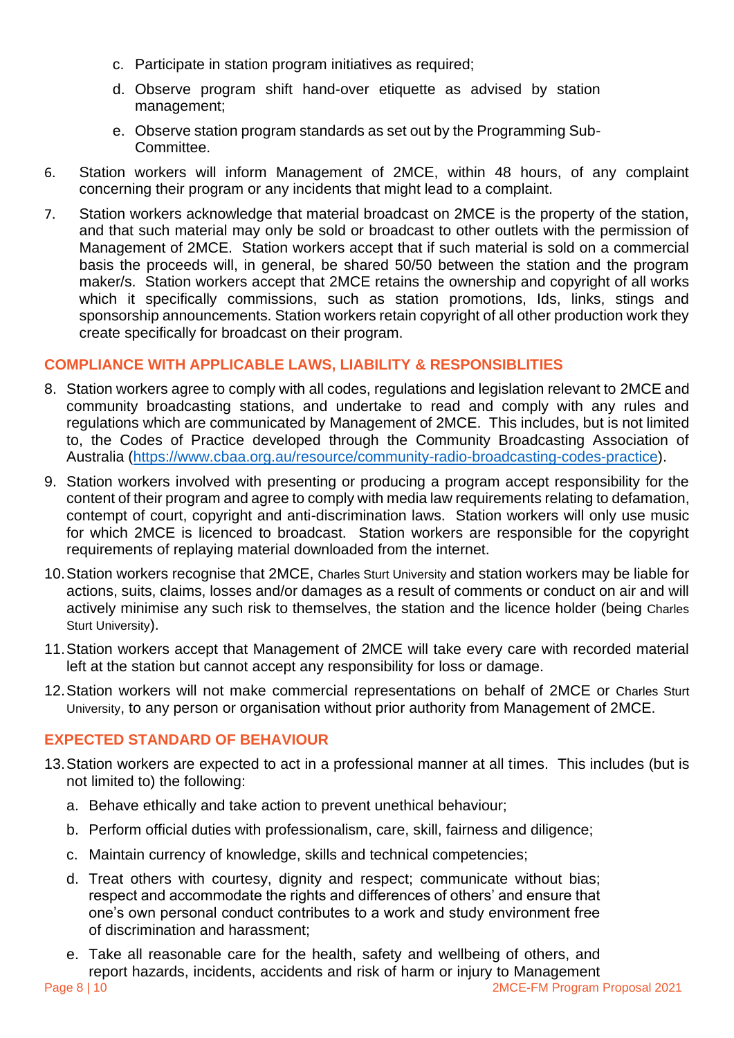c. Participate in station program initiatives as required;

   d. Observe program shift hand-over etiquette as advised by station management;

   e. Observe station program standards as set out by the Programming Sub-Committee.

6. Station workers will inform Management of 2MCE, within 48 hours, of any complaint concerning their program or any incidents that might lead to a complaint.

7. Station workers acknowledge that material broadcast on 2MCE is the property of the station, and that such material may only be sold or broadcast to other outlets with the permission of Management of 2MCE. Station workers accept that if such material is sold on a commercial basis the proceeds will, in general, be shared 50/50 between the station and the program maker/s. Station workers accept that 2MCE retains the ownership and copyright of all works which it specifically commissions, such as station promotions, Ids, links, stings and sponsorship announcements. Station workers retain copyright of all other production work they create specifically for broadcast on their program.

## COMPLIANCE WITH APPLICABLE LAWS, LIABILITY & RESPONSIBLITIES

8. Station workers agree to comply with all codes, regulations and legislation relevant to 2MCE and community broadcasting stations, and undertake to read and comply with any rules and regulations which are communicated by Management of 2MCE. This includes, but is not limited to, the Codes of Practice developed through the Community Broadcasting Association of Australia (https://www.cbaa.org.au/resource/community-radio-broadcasting-codes-practice).

9. Station workers involved with presenting or producing a program accept responsibility for the content of their program and agree to comply with media law requirements relating to defamation, contempt of court, copyright and anti-discrimination laws. Station workers will only use music for which 2MCE is licenced to broadcast. Station workers are responsible for the copyright requirements of replaying material downloaded from the internet.

10. Station workers recognise that 2MCE, Charles Sturt University and station workers may be liable for actions, suits, claims, losses and/or damages as a result of comments or conduct on air and will actively minimise any such risk to themselves, the station and the licence holder (being Charles Sturt University).

11. Station workers accept that Management of 2MCE will take every care with recorded material left at the station but cannot accept any responsibility for loss or damage.

12. Station workers will not make commercial representations on behalf of 2MCE or Charles Sturt University, to any person or organisation without prior authority from Management of 2MCE.

## EXPECTED STANDARD OF BEHAVIOUR

13. Station workers are expected to act in a professional manner at all times. This includes (but is not limited to) the following:

    a. Behave ethically and take action to prevent unethical behaviour;

    b. Perform official duties with professionalism, care, skill, fairness and diligence;

    c. Maintain currency of knowledge, skills and technical competencies;

    d. Treat others with courtesy, dignity and respect; communicate without bias; respect and accommodate the rights and differences of others' and ensure that one's own personal conduct contributes to a work and study environment free of discrimination and harassment;

    e. Take all reasonable care for the health, safety and wellbeing of others, and report hazards, incidents, accidents and risk of harm or injury to Management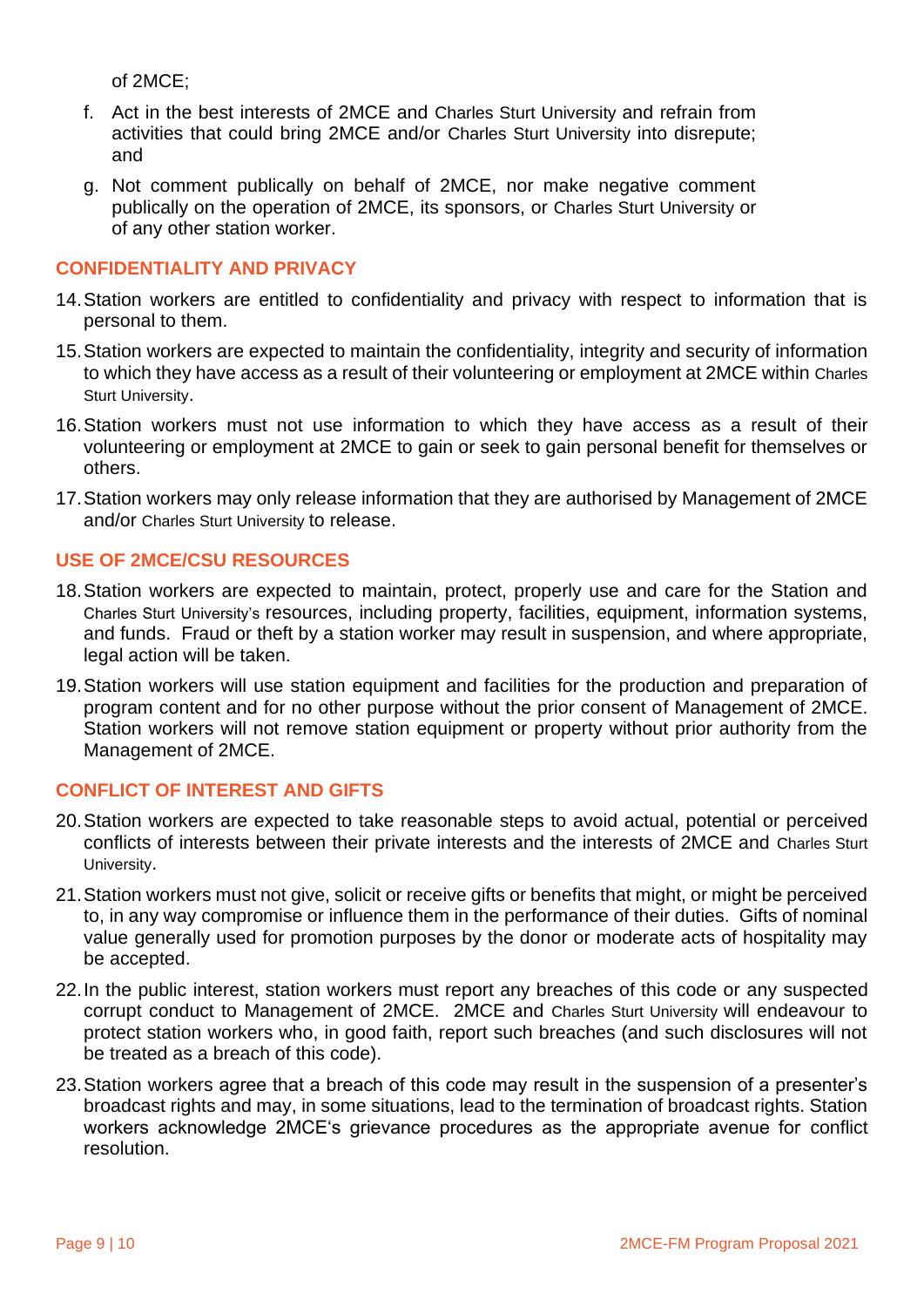of 2MCE;

f. Act in the best interests of 2MCE and Charles Sturt University and refrain from activities that could bring 2MCE and/or Charles Sturt University into disrepute; and

g. Not comment publically on behalf of 2MCE, nor make negative comment publically on the operation of 2MCE, its sponsors, or Charles Sturt University or of any other station worker.

## CONFIDENTIALITY AND PRIVACY

14. Station workers are entitled to confidentiality and privacy with respect to information that is personal to them.

15. Station workers are expected to maintain the confidentiality, integrity and security of information to which they have access as a result of their volunteering or employment at 2MCE within Charles Sturt University.

16. Station workers must not use information to which they have access as a result of their volunteering or employment at 2MCE to gain or seek to gain personal benefit for themselves or others.

17. Station workers may only release information that they are authorised by Management of 2MCE and/or Charles Sturt University to release.

## USE OF 2MCE/CSU RESOURCES

18. Station workers are expected to maintain, protect, properly use and care for the Station and Charles Sturt University's resources, including property, facilities, equipment, information systems, and funds. Fraud or theft by a station worker may result in suspension, and where appropriate, legal action will be taken.

19. Station workers will use station equipment and facilities for the production and preparation of program content and for no other purpose without the prior consent of Management of 2MCE. Station workers will not remove station equipment or property without prior authority from the Management of 2MCE.

## CONFLICT OF INTEREST AND GIFTS

20. Station workers are expected to take reasonable steps to avoid actual, potential or perceived conflicts of interests between their private interests and the interests of 2MCE and Charles Sturt University.

21. Station workers must not give, solicit or receive gifts or benefits that might, or might be perceived to, in any way compromise or influence them in the performance of their duties. Gifts of nominal value generally used for promotion purposes by the donor or moderate acts of hospitality may be accepted.

22. In the public interest, station workers must report any breaches of this code or any suspected corrupt conduct to Management of 2MCE. 2MCE and Charles Sturt University will endeavour to protect station workers who, in good faith, report such breaches (and such disclosures will not be treated as a breach of this code).

23. Station workers agree that a breach of this code may result in the suspension of a presenter's broadcast rights and may, in some situations, lead to the termination of broadcast rights. Station workers acknowledge 2MCE's grievance procedures as the appropriate avenue for conflict resolution.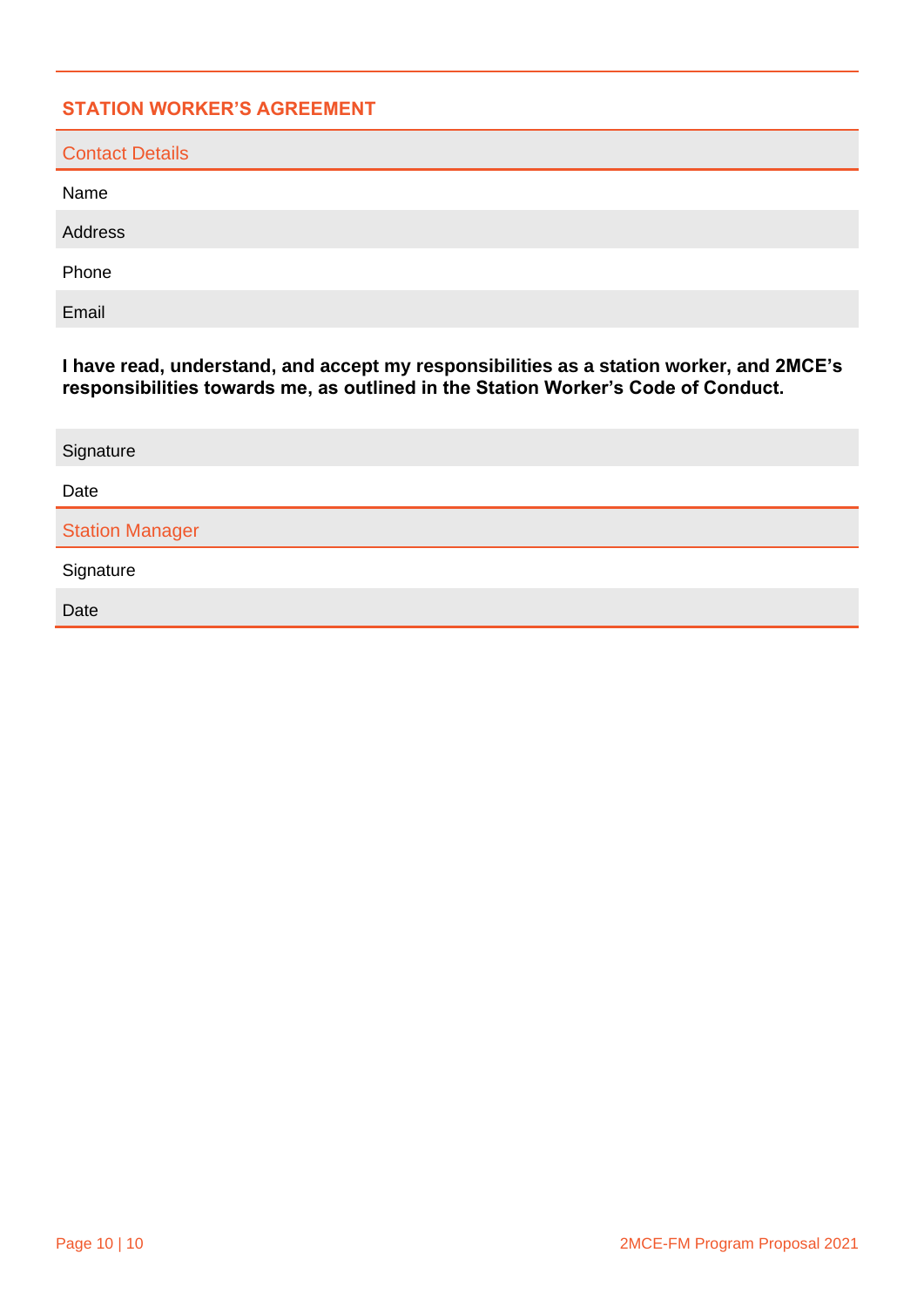## STATION WORKER'S AGREEMENT

| Contact Details | |
|---|---|
| Name | |
| Address | |
| Phone | |
| Email | |

**I have read, understand, and accept my responsibilities as a station worker, and 2MCE's responsibilities towards me, as outlined in the Station Worker's Code of Conduct.**

| | |
|---|---|
| Signature | |
| Date | |

| Station Manager | |
|---|---|
| Signature | |
| Date | |